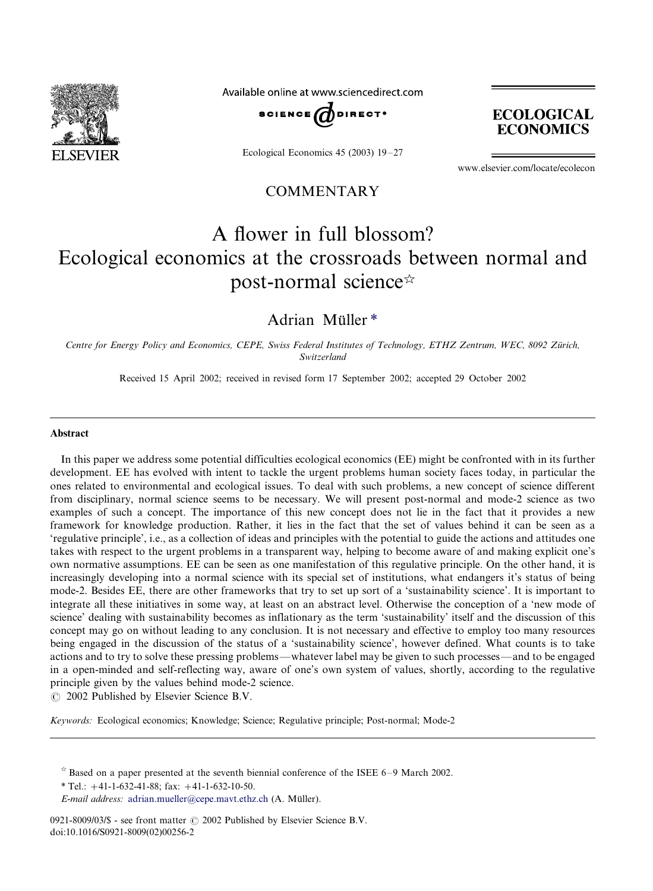COMMENTARY

# A flower in full blossom? Ecological economics at the crossroads between normal and post-normal science☆

Adrian Müller *

*Centre for Energy Policy and Economics, CEPE, Swiss Federal Institutes of Technology, ETHZ Zentrum, WEC, 8092 Zürich, Switzerland*

Received 15 April 2002; received in revised form 17 September 2002; accepted 29 October 2002

## Abstract

In this paper we address some potential difficulties ecological economics (EE) might be confronted with in its further development. EE has evolved with intent to tackle the urgent problems human society faces today, in particular the ones related to environmental and ecological issues. To deal with such problems, a new concept of science different from disciplinary, normal science seems to be necessary. We will present post-normal and mode-2 science as two examples of such a concept. The importance of this new concept does not lie in the fact that it provides a new framework for knowledge production. Rather, it lies in the fact that the set of values behind it can be seen as a 'regulative principle', i.e., as a collection of ideas and principles with the potential to guide the actions and attitudes one takes with respect to the urgent problems in a transparent way, helping to become aware of and making explicit one's own normative assumptions. EE can be seen as one manifestation of this regulative principle. On the other hand, it is increasingly developing into a normal science with its special set of institutions, what endangers it's status of being mode-2. Besides EE, there are other frameworks that try to set up sort of a 'sustainability science'. It is important to integrate all these initiatives in some way, at least on an abstract level. Otherwise the conception of a 'new mode of science' dealing with sustainability becomes as inflationary as the term 'sustainability' itself and the discussion of this concept may go on without leading to any conclusion. It is not necessary and effective to employ too many resources being engaged in the discussion of the status of a 'sustainability science', however defined. What counts is to take actions and to try to solve these pressing problems—whatever label may be given to such processes—and to be engaged in a open-minded and self-reflecting way, aware of one's own system of values, shortly, according to the regulative principle given by the values behind mode-2 science.

© 2002 Published by Elsevier Science B.V.

*Keywords:* Ecological economics; Knowledge; Science; Regulative principle; Post-normal; Mode-2

---

☆ Based on a paper presented at the seventh biennial conference of the ISEE 6–9 March 2002.

\* Tel.: +41-1-632-41-88; fax: +41-1-632-10-50.

*E-mail address:* adrian.mueller@cepe.mavt.ethz.ch (A. Müller).

0921-8009/03/$ - see front matter © 2002 Published by Elsevier Science B.V.
doi:10.1016/S0921-8009(02)00256-2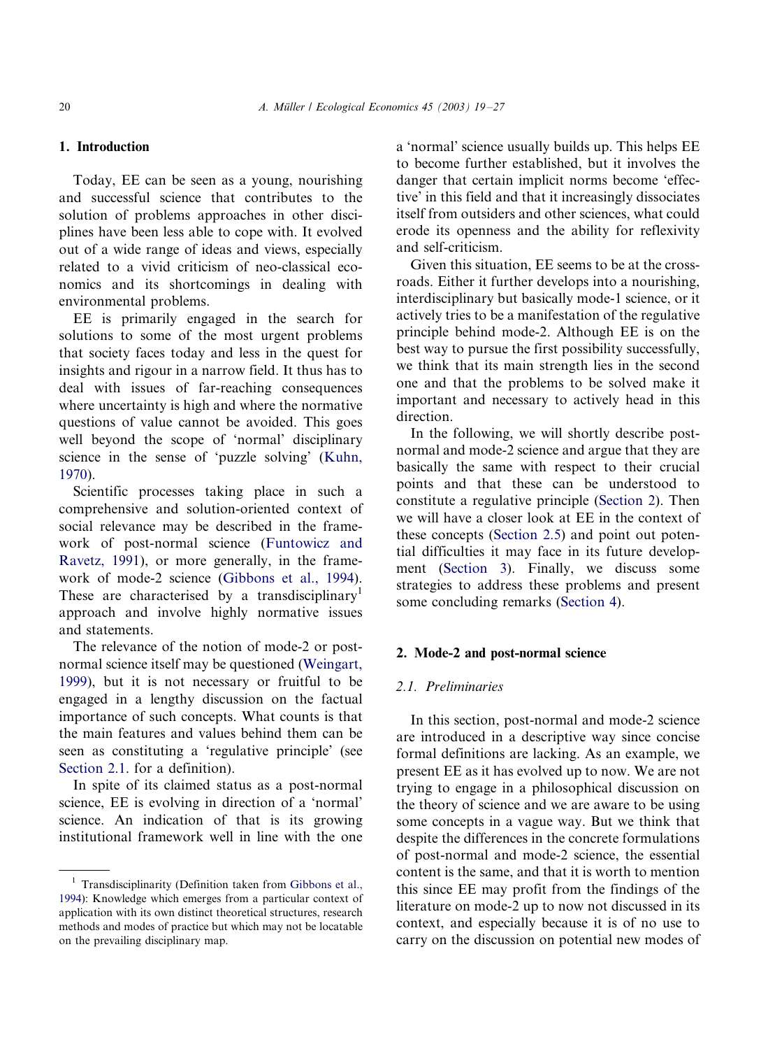## 1. Introduction

Today, EE can be seen as a young, nourishing and successful science that contributes to the solution of problems approaches in other disciplines have been less able to cope with. It evolved out of a wide range of ideas and views, especially related to a vivid criticism of neo-classical economics and its shortcomings in dealing with environmental problems.

EE is primarily engaged in the search for solutions to some of the most urgent problems that society faces today and less in the quest for insights and rigour in a narrow field. It thus has to deal with issues of far-reaching consequences where uncertainty is high and where the normative questions of value cannot be avoided. This goes well beyond the scope of 'normal' disciplinary science in the sense of 'puzzle solving' (Kuhn, 1970).

Scientific processes taking place in such a comprehensive and solution-oriented context of social relevance may be described in the framework of post-normal science (Funtowicz and Ravetz, 1991), or more generally, in the framework of mode-2 science (Gibbons et al., 1994). These are characterised by a transdisciplinary[1] approach and involve highly normative issues and statements.

The relevance of the notion of mode-2 or post-normal science itself may be questioned (Weingart, 1999), but it is not necessary or fruitful to be engaged in a lengthy discussion on the factual importance of such concepts. What counts is that the main features and values behind them can be seen as constituting a 'regulative principle' (see Section 2.1. for a definition).

In spite of its claimed status as a post-normal science, EE is evolving in direction of a 'normal' science. An indication of that is its growing institutional framework well in line with the one a 'normal' science usually builds up. This helps EE to become further established, but it involves the danger that certain implicit norms become 'effective' in this field and that it increasingly dissociates itself from outsiders and other sciences, what could erode its openness and the ability for reflexivity and self-criticism.

Given this situation, EE seems to be at the crossroads. Either it further develops into a nourishing, interdisciplinary but basically mode-1 science, or it actively tries to be a manifestation of the regulative principle behind mode-2. Although EE is on the best way to pursue the first possibility successfully, we think that its main strength lies in the second one and that the problems to be solved make it important and necessary to actively head in this direction.

In the following, we will shortly describe post-normal and mode-2 science and argue that they are basically the same with respect to their crucial points and that these can be understood to constitute a regulative principle (Section 2). Then we will have a closer look at EE in the context of these concepts (Section 2.5) and point out potential difficulties it may face in its future development (Section 3). Finally, we discuss some strategies to address these problems and present some concluding remarks (Section 4).

## 2. Mode-2 and post-normal science

### 2.1. Preliminaries

In this section, post-normal and mode-2 science are introduced in a descriptive way since concise formal definitions are lacking. As an example, we present EE as it has evolved up to now. We are not trying to engage in a philosophical discussion on the theory of science and we are aware to be using some concepts in a vague way. But we think that despite the differences in the concrete formulations of post-normal and mode-2 science, the essential content is the same, and that it is worth to mention this since EE may profit from the findings of the literature on mode-2 up to now not discussed in its context, and especially because it is of no use to carry on the discussion on potential new modes of

---

[1] Transdisciplinarity (Definition taken from Gibbons et al., 1994): Knowledge which emerges from a particular context of application with its own distinct theoretical structures, research methods and modes of practice but which may not be locatable on the prevailing disciplinary map.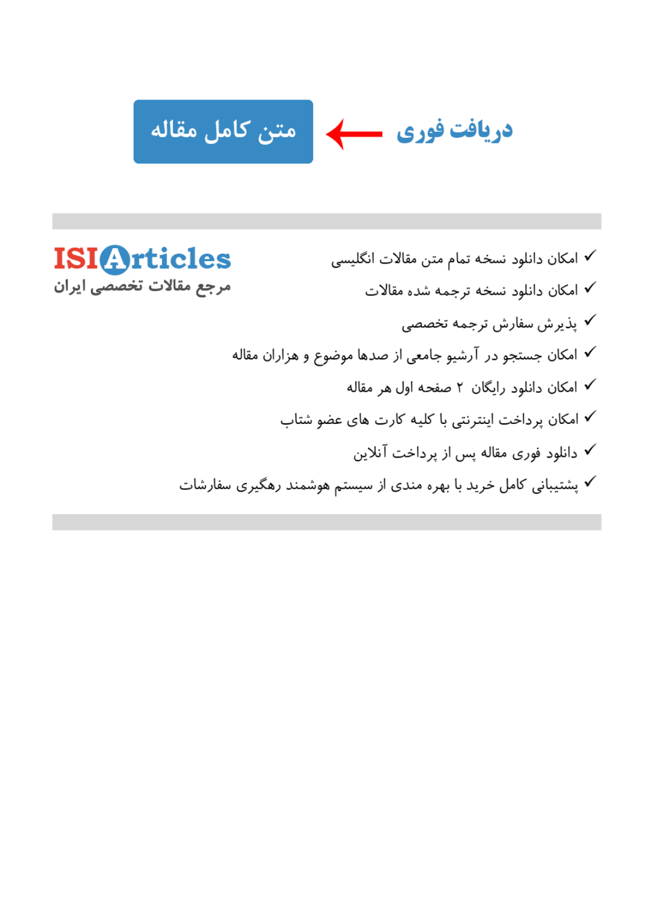دریافت فوری ← متن کامل مقاله

**ISIArticles**
مرجع مقالات تخصصی ایران

- ✓ امکان دانلود نسخه تمام متن مقالات انگلیسی
- ✓ امکان دانلود نسخه ترجمه شده مقالات
- ✓ پذیرش سفارش ترجمه تخصصی
- ✓ امکان جستجو در آرشیو جامعی از صدها موضوع و هزاران مقاله
- ✓ امکان دانلود رایگان ۲ صفحه اول هر مقاله
- ✓ امکان پرداخت اینترنتی با کلیه کارت های عضو شتاب
- ✓ دانلود فوری مقاله پس از پرداخت آنلاین
- ✓ پشتیبانی کامل خرید با بهره مندی از سیستم هوشمند رهگیری سفارشات